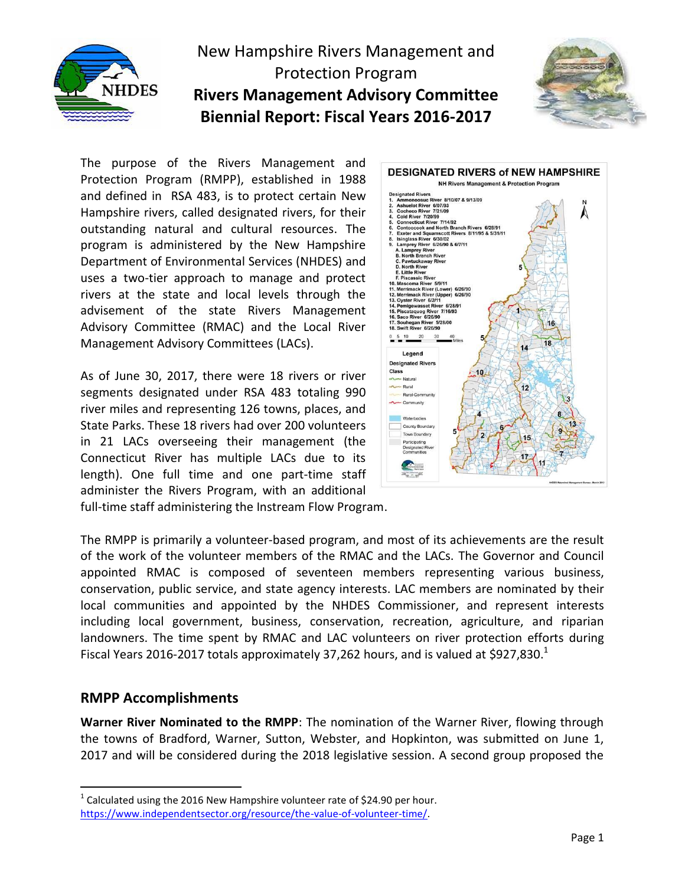# New Hampshire Rivers Management and Protection Program

## Rivers Management Advisory Committee Biennial Report: Fiscal Years 2016-2017

The purpose of the Rivers Management and Protection Program (RMPP), established in 1988 and defined in RSA 483, is to protect certain New Hampshire rivers, called designated rivers, for their outstanding natural and cultural resources. The program is administered by the New Hampshire Department of Environmental Services (NHDES) and uses a two-tier approach to manage and protect rivers at the state and local levels through the advisement of the state Rivers Management Advisory Committee (RMAC) and the Local River Management Advisory Committees (LACs).

As of June 30, 2017, there were 18 rivers or river segments designated under RSA 483 totaling 990 river miles and representing 126 towns, places, and State Parks. These 18 rivers had over 200 volunteers in 21 LACs overseeing their management (the Connecticut River has multiple LACs due to its length). One full time and one part-time staff administer the Rivers Program, with an additional full-time staff administering the Instream Flow Program.

The RMPP is primarily a volunteer-based program, and most of its achievements are the result of the work of the volunteer members of the RMAC and the LACs. The Governor and Council appointed RMAC is composed of seventeen members representing various business, conservation, public service, and state agency interests. LAC members are nominated by their local communities and appointed by the NHDES Commissioner, and represent interests including local government, business, conservation, recreation, agriculture, and riparian landowners. The time spent by RMAC and LAC volunteers on river protection efforts during Fiscal Years 2016-2017 totals approximately 37,262 hours, and is valued at $927,830.[1]

## RMPP Accomplishments

**Warner River Nominated to the RMPP**: The nomination of the Warner River, flowing through the towns of Bradford, Warner, Sutton, Webster, and Hopkinton, was submitted on June 1, 2017 and will be considered during the 2018 legislative session. A second group proposed the

[1] Calculated using the 2016 New Hampshire volunteer rate of $24.90 per hour. https://www.independentsector.org/resource/the-value-of-volunteer-time/.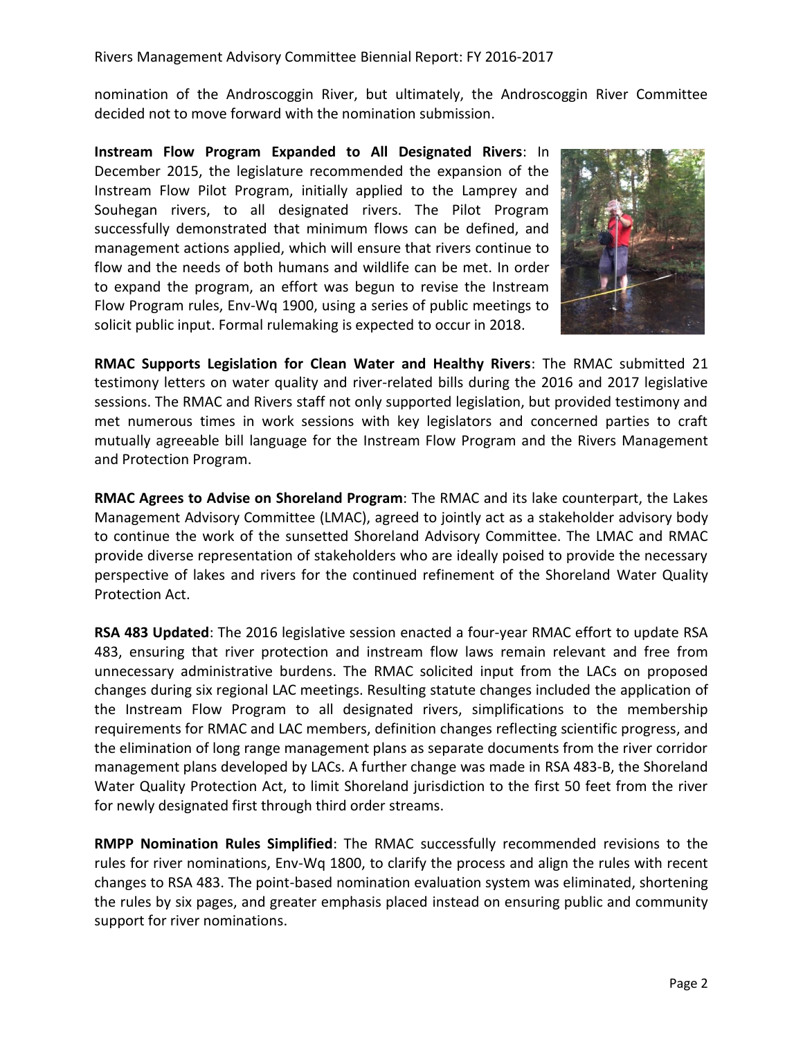nomination of the Androscoggin River, but ultimately, the Androscoggin River Committee decided not to move forward with the nomination submission.

**Instream Flow Program Expanded to All Designated Rivers**: In December 2015, the legislature recommended the expansion of the Instream Flow Pilot Program, initially applied to the Lamprey and Souhegan rivers, to all designated rivers. The Pilot Program successfully demonstrated that minimum flows can be defined, and management actions applied, which will ensure that rivers continue to flow and the needs of both humans and wildlife can be met. In order to expand the program, an effort was begun to revise the Instream Flow Program rules, Env-Wq 1900, using a series of public meetings to solicit public input. Formal rulemaking is expected to occur in 2018.

**RMAC Supports Legislation for Clean Water and Healthy Rivers**: The RMAC submitted 21 testimony letters on water quality and river-related bills during the 2016 and 2017 legislative sessions. The RMAC and Rivers staff not only supported legislation, but provided testimony and met numerous times in work sessions with key legislators and concerned parties to craft mutually agreeable bill language for the Instream Flow Program and the Rivers Management and Protection Program.

**RMAC Agrees to Advise on Shoreland Program**: The RMAC and its lake counterpart, the Lakes Management Advisory Committee (LMAC), agreed to jointly act as a stakeholder advisory body to continue the work of the sunsetted Shoreland Advisory Committee. The LMAC and RMAC provide diverse representation of stakeholders who are ideally poised to provide the necessary perspective of lakes and rivers for the continued refinement of the Shoreland Water Quality Protection Act.

**RSA 483 Updated**: The 2016 legislative session enacted a four-year RMAC effort to update RSA 483, ensuring that river protection and instream flow laws remain relevant and free from unnecessary administrative burdens. The RMAC solicited input from the LACs on proposed changes during six regional LAC meetings. Resulting statute changes included the application of the Instream Flow Program to all designated rivers, simplifications to the membership requirements for RMAC and LAC members, definition changes reflecting scientific progress, and the elimination of long range management plans as separate documents from the river corridor management plans developed by LACs. A further change was made in RSA 483-B, the Shoreland Water Quality Protection Act, to limit Shoreland jurisdiction to the first 50 feet from the river for newly designated first through third order streams.

**RMPP Nomination Rules Simplified**: The RMAC successfully recommended revisions to the rules for river nominations, Env-Wq 1800, to clarify the process and align the rules with recent changes to RSA 483. The point-based nomination evaluation system was eliminated, shortening the rules by six pages, and greater emphasis placed instead on ensuring public and community support for river nominations.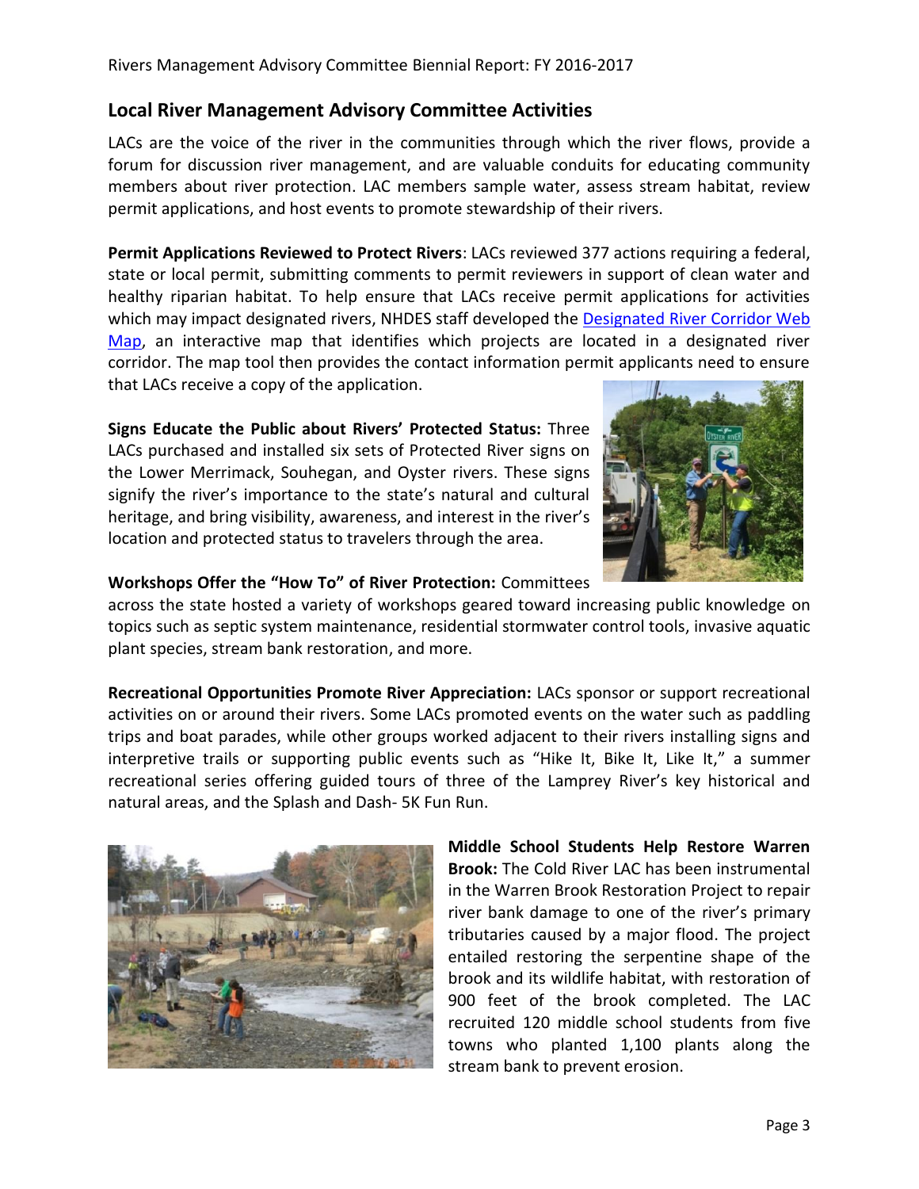## Local River Management Advisory Committee Activities

LACs are the voice of the river in the communities through which the river flows, provide a forum for discussion river management, and are valuable conduits for educating community members about river protection. LAC members sample water, assess stream habitat, review permit applications, and host events to promote stewardship of their rivers.

**Permit Applications Reviewed to Protect Rivers**: LACs reviewed 377 actions requiring a federal, state or local permit, submitting comments to permit reviewers in support of clean water and healthy riparian habitat. To help ensure that LACs receive permit applications for activities which may impact designated rivers, NHDES staff developed the Designated River Corridor Web Map, an interactive map that identifies which projects are located in a designated river corridor. The map tool then provides the contact information permit applicants need to ensure that LACs receive a copy of the application.

**Signs Educate the Public about Rivers' Protected Status:** Three LACs purchased and installed six sets of Protected River signs on the Lower Merrimack, Souhegan, and Oyster rivers. These signs signify the river's importance to the state's natural and cultural heritage, and bring visibility, awareness, and interest in the river's location and protected status to travelers through the area.

**Workshops Offer the "How To" of River Protection:** Committees across the state hosted a variety of workshops geared toward increasing public knowledge on topics such as septic system maintenance, residential stormwater control tools, invasive aquatic plant species, stream bank restoration, and more.

**Recreational Opportunities Promote River Appreciation:** LACs sponsor or support recreational activities on or around their rivers. Some LACs promoted events on the water such as paddling trips and boat parades, while other groups worked adjacent to their rivers installing signs and interpretive trails or supporting public events such as "Hike It, Bike It, Like It," a summer recreational series offering guided tours of three of the Lamprey River's key historical and natural areas, and the Splash and Dash- 5K Fun Run.

**Middle School Students Help Restore Warren Brook:** The Cold River LAC has been instrumental in the Warren Brook Restoration Project to repair river bank damage to one of the river's primary tributaries caused by a major flood. The project entailed restoring the serpentine shape of the brook and its wildlife habitat, with restoration of 900 feet of the brook completed. The LAC recruited 120 middle school students from five towns who planted 1,100 plants along the stream bank to prevent erosion.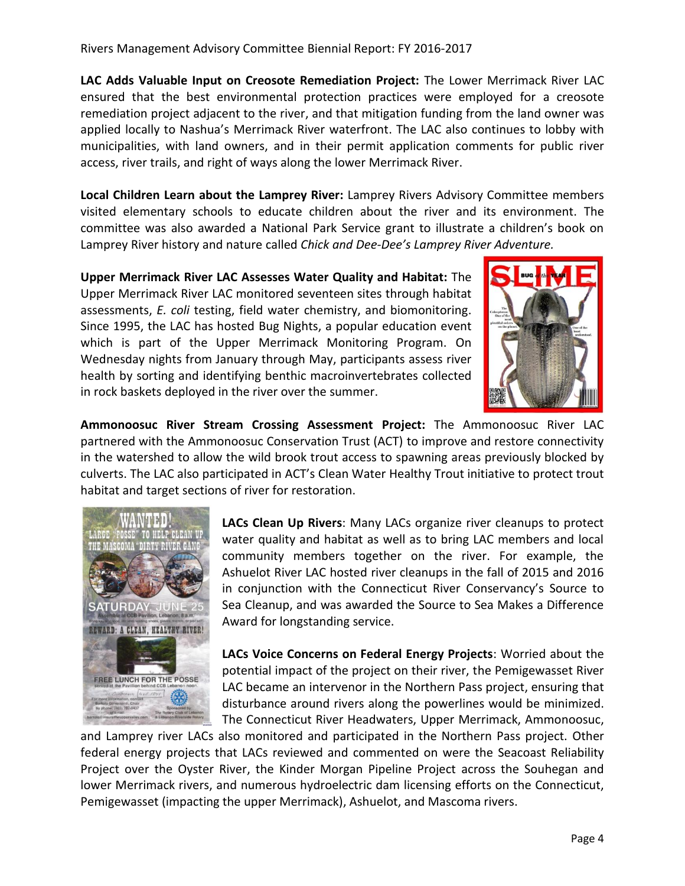**LAC Adds Valuable Input on Creosote Remediation Project:** The Lower Merrimack River LAC ensured that the best environmental protection practices were employed for a creosote remediation project adjacent to the river, and that mitigation funding from the land owner was applied locally to Nashua's Merrimack River waterfront. The LAC also continues to lobby with municipalities, with land owners, and in their permit application comments for public river access, river trails, and right of ways along the lower Merrimack River.

**Local Children Learn about the Lamprey River:** Lamprey Rivers Advisory Committee members visited elementary schools to educate children about the river and its environment. The committee was also awarded a National Park Service grant to illustrate a children's book on Lamprey River history and nature called *Chick and Dee-Dee's Lamprey River Adventure.*

**Upper Merrimack River LAC Assesses Water Quality and Habitat:** The Upper Merrimack River LAC monitored seventeen sites through habitat assessments, *E. coli* testing, field water chemistry, and biomonitoring. Since 1995, the LAC has hosted Bug Nights, a popular education event which is part of the Upper Merrimack Monitoring Program. On Wednesday nights from January through May, participants assess river health by sorting and identifying benthic macroinvertebrates collected in rock baskets deployed in the river over the summer.

**Ammonoosuc River Stream Crossing Assessment Project:** The Ammonoosuc River LAC partnered with the Ammonoosuc Conservation Trust (ACT) to improve and restore connectivity in the watershed to allow the wild brook trout access to spawning areas previously blocked by culverts. The LAC also participated in ACT's Clean Water Healthy Trout initiative to protect trout habitat and target sections of river for restoration.

**LACs Clean Up Rivers**: Many LACs organize river cleanups to protect water quality and habitat as well as to bring LAC members and local community members together on the river. For example, the Ashuelot River LAC hosted river cleanups in the fall of 2015 and 2016 in conjunction with the Connecticut River Conservancy's Source to Sea Cleanup, and was awarded the Source to Sea Makes a Difference Award for longstanding service.

**LACs Voice Concerns on Federal Energy Projects**: Worried about the potential impact of the project on their river, the Pemigewasset River LAC became an intervenor in the Northern Pass project, ensuring that disturbance around rivers along the powerlines would be minimized. The Connecticut River Headwaters, Upper Merrimack, Ammonoosuc, and Lamprey river LACs also monitored and participated in the Northern Pass project. Other federal energy projects that LACs reviewed and commented on were the Seacoast Reliability Project over the Oyster River, the Kinder Morgan Pipeline Project across the Souhegan and lower Merrimack rivers, and numerous hydroelectric dam licensing efforts on the Connecticut, Pemigewasset (impacting the upper Merrimack), Ashuelot, and Mascoma rivers.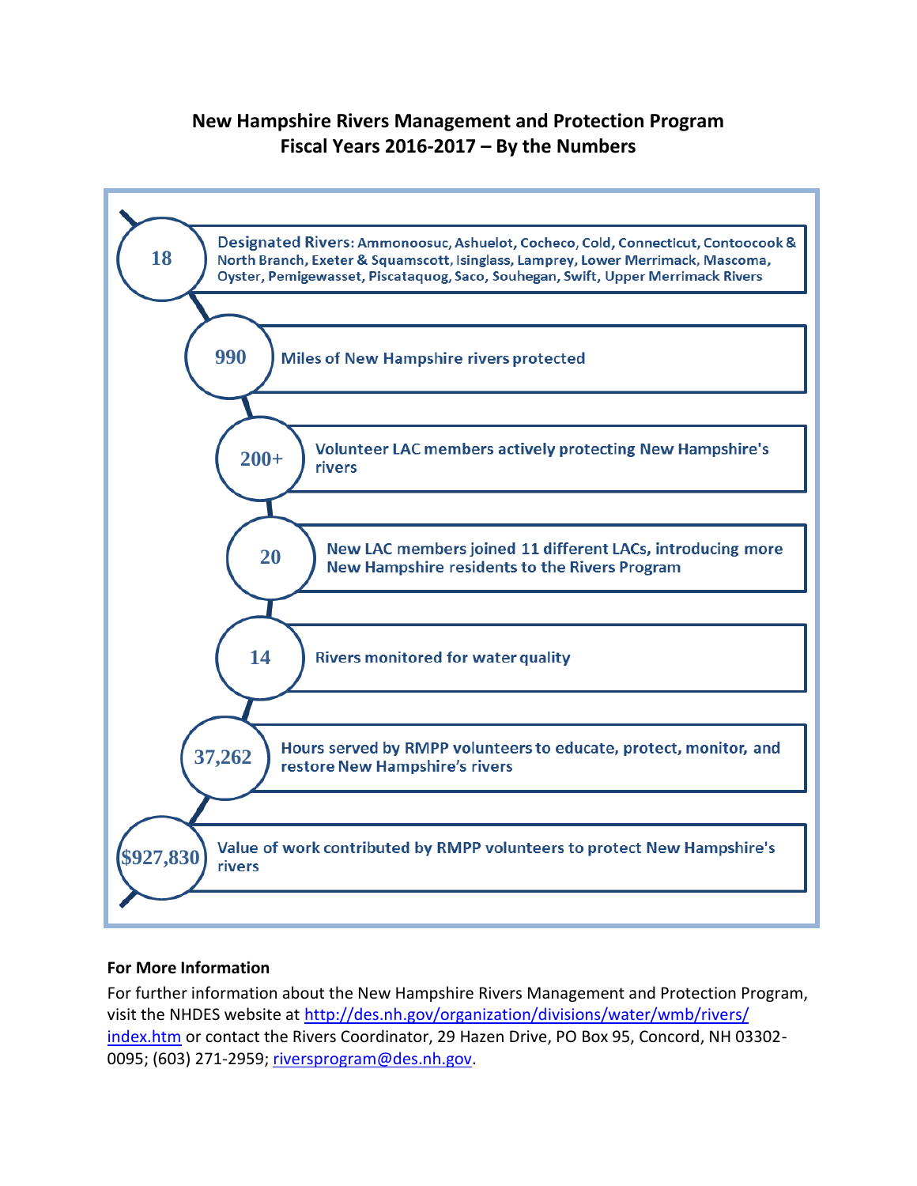## New Hampshire Rivers Management and Protection Program
## Fiscal Years 2016-2017 – By the Numbers

**18** — Designated Rivers: Ammonoosuc, Ashuelot, Cocheco, Cold, Connecticut, Contoocook & North Branch, Exeter & Squamscott, Isinglass, Lamprey, Lower Merrimack, Mascoma, Oyster, Pemigewasset, Piscataquog, Saco, Souhegan, Swift, Upper Merrimack Rivers

**990** — Miles of New Hampshire rivers protected

**200+** — Volunteer LAC members actively protecting New Hampshire's rivers

**20** — New LAC members joined 11 different LACs, introducing more New Hampshire residents to the Rivers Program

**14** — Rivers monitored for water quality

**37,262** — Hours served by RMPP volunteers to educate, protect, monitor, and restore New Hampshire's rivers

**$927,830** — Value of work contributed by RMPP volunteers to protect New Hampshire's rivers

**For More Information**

For further information about the New Hampshire Rivers Management and Protection Program, visit the NHDES website at http://des.nh.gov/organization/divisions/water/wmb/rivers/index.htm or contact the Rivers Coordinator, 29 Hazen Drive, PO Box 95, Concord, NH 03302-0095; (603) 271-2959; riversprogram@des.nh.gov.